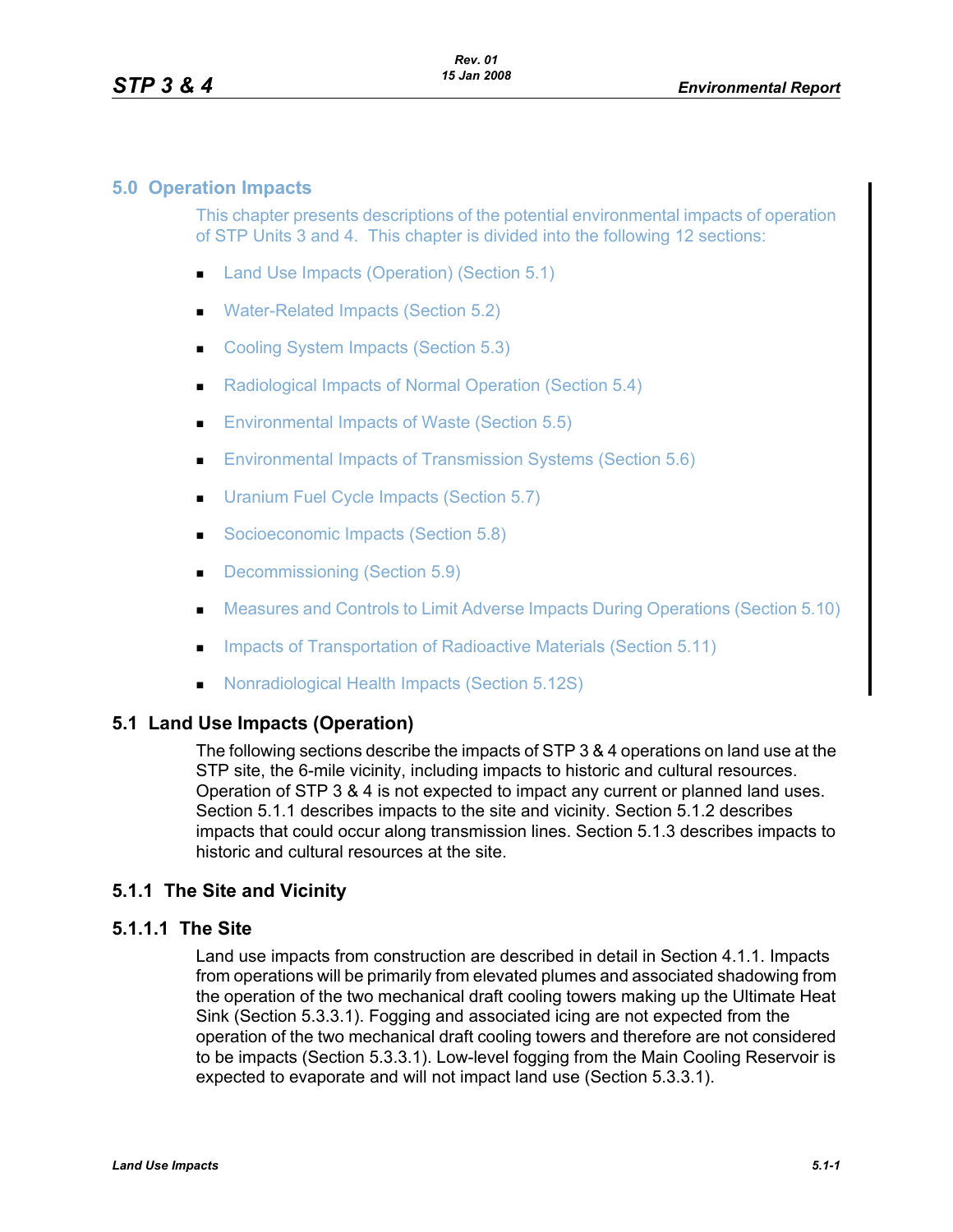# 5.0 Operation Impacts

This chapter presents descriptions of the potential environmental impacts of operation of STP Units 3 and 4. This chapter is divided into the following 12 sections:

- Land Use Impacts (Operation) (Section 5.1)
- Water-Related Impacts (Section 5.2)
- Cooling System Impacts (Section 5.3)
- Radiological Impacts of Normal Operation (Section 5.4)
- Environmental Impacts of Waste (Section 5.5)
- Environmental Impacts of Transmission Systems (Section 5.6)
- Uranium Fuel Cycle Impacts (Section 5.7)
- Socioeconomic Impacts (Section 5.8)
- Decommissioning (Section 5.9)
- Measures and Controls to Limit Adverse Impacts During Operations (Section 5.10)
- Impacts of Transportation of Radioactive Materials (Section 5.11)
- Nonradiological Health Impacts (Section 5.12S)

## 5.1 Land Use Impacts (Operation)

The following sections describe the impacts of STP 3 & 4 operations on land use at the STP site, the 6-mile vicinity, including impacts to historic and cultural resources. Operation of STP 3 & 4 is not expected to impact any current or planned land uses. Section 5.1.1 describes impacts to the site and vicinity. Section 5.1.2 describes impacts that could occur along transmission lines. Section 5.1.3 describes impacts to historic and cultural resources at the site.

### 5.1.1 The Site and Vicinity

#### 5.1.1.1 The Site

Land use impacts from construction are described in detail in Section 4.1.1. Impacts from operations will be primarily from elevated plumes and associated shadowing from the operation of the two mechanical draft cooling towers making up the Ultimate Heat Sink (Section 5.3.3.1). Fogging and associated icing are not expected from the operation of the two mechanical draft cooling towers and therefore are not considered to be impacts (Section 5.3.3.1). Low-level fogging from the Main Cooling Reservoir is expected to evaporate and will not impact land use (Section 5.3.3.1).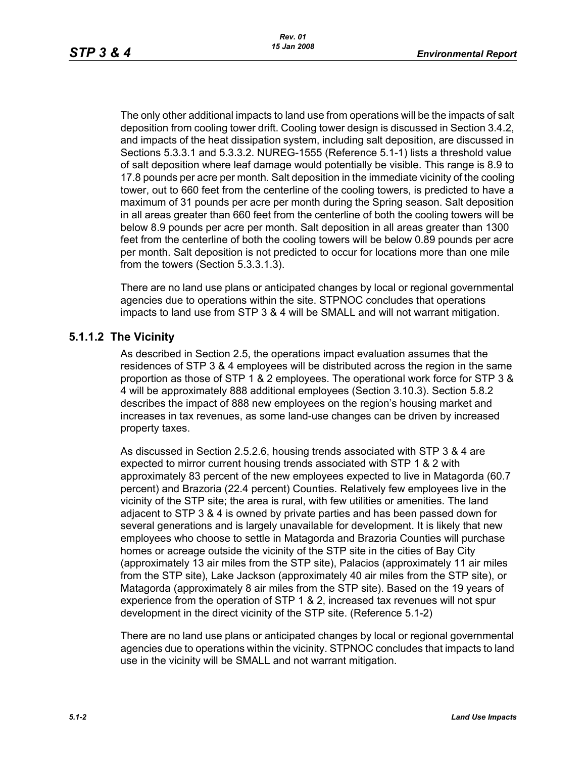The only other additional impacts to land use from operations will be the impacts of salt deposition from cooling tower drift. Cooling tower design is discussed in Section 3.4.2, and impacts of the heat dissipation system, including salt deposition, are discussed in Sections 5.3.3.1 and 5.3.3.2. NUREG-1555 (Reference 5.1-1) lists a threshold value of salt deposition where leaf damage would potentially be visible. This range is 8.9 to 17.8 pounds per acre per month. Salt deposition in the immediate vicinity of the cooling tower, out to 660 feet from the centerline of the cooling towers, is predicted to have a maximum of 31 pounds per acre per month during the Spring season. Salt deposition in all areas greater than 660 feet from the centerline of both the cooling towers will be below 8.9 pounds per acre per month. Salt deposition in all areas greater than 1300 feet from the centerline of both the cooling towers will be below 0.89 pounds per acre per month. Salt deposition is not predicted to occur for locations more than one mile from the towers (Section 5.3.3.1.3).

There are no land use plans or anticipated changes by local or regional governmental agencies due to operations within the site. STPNOC concludes that operations impacts to land use from STP 3 & 4 will be SMALL and will not warrant mitigation.

### 5.1.1.2 The Vicinity

As described in Section 2.5, the operations impact evaluation assumes that the residences of STP 3 & 4 employees will be distributed across the region in the same proportion as those of STP 1 & 2 employees. The operational work force for STP 3 & 4 will be approximately 888 additional employees (Section 3.10.3). Section 5.8.2 describes the impact of 888 new employees on the region's housing market and increases in tax revenues, as some land-use changes can be driven by increased property taxes.

As discussed in Section 2.5.2.6, housing trends associated with STP 3 & 4 are expected to mirror current housing trends associated with STP 1 & 2 with approximately 83 percent of the new employees expected to live in Matagorda (60.7 percent) and Brazoria (22.4 percent) Counties. Relatively few employees live in the vicinity of the STP site; the area is rural, with few utilities or amenities. The land adjacent to STP 3 & 4 is owned by private parties and has been passed down for several generations and is largely unavailable for development. It is likely that new employees who choose to settle in Matagorda and Brazoria Counties will purchase homes or acreage outside the vicinity of the STP site in the cities of Bay City (approximately 13 air miles from the STP site), Palacios (approximately 11 air miles from the STP site), Lake Jackson (approximately 40 air miles from the STP site), or Matagorda (approximately 8 air miles from the STP site). Based on the 19 years of experience from the operation of STP 1 & 2, increased tax revenues will not spur development in the direct vicinity of the STP site. (Reference 5.1-2)

There are no land use plans or anticipated changes by local or regional governmental agencies due to operations within the vicinity. STPNOC concludes that impacts to land use in the vicinity will be SMALL and not warrant mitigation.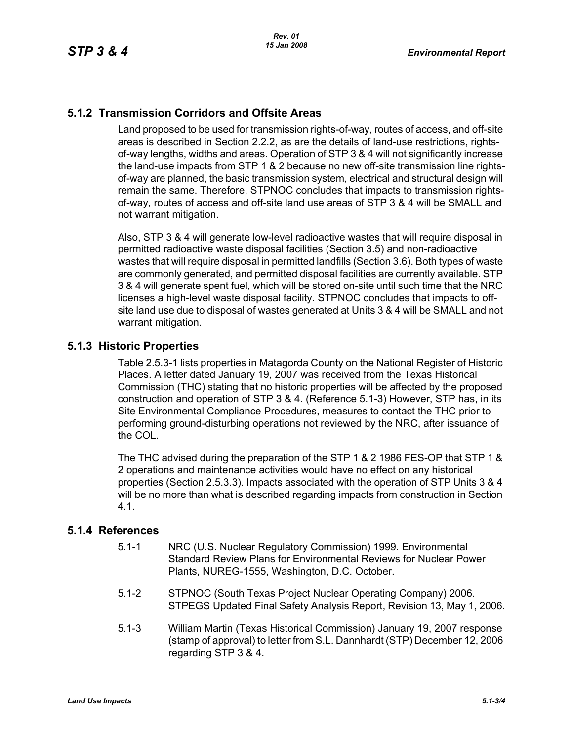## 5.1.2 Transmission Corridors and Offsite Areas

Land proposed to be used for transmission rights-of-way, routes of access, and off-site areas is described in Section 2.2.2, as are the details of land-use restrictions, rights-of-way lengths, widths and areas. Operation of STP 3 & 4 will not significantly increase the land-use impacts from STP 1 & 2 because no new off-site transmission line rights-of-way are planned, the basic transmission system, electrical and structural design will remain the same. Therefore, STPNOC concludes that impacts to transmission rights-of-way, routes of access and off-site land use areas of STP 3 & 4 will be SMALL and not warrant mitigation.

Also, STP 3 & 4 will generate low-level radioactive wastes that will require disposal in permitted radioactive waste disposal facilities (Section 3.5) and non-radioactive wastes that will require disposal in permitted landfills (Section 3.6). Both types of waste are commonly generated, and permitted disposal facilities are currently available. STP 3 & 4 will generate spent fuel, which will be stored on-site until such time that the NRC licenses a high-level waste disposal facility. STPNOC concludes that impacts to off-site land use due to disposal of wastes generated at Units 3 & 4 will be SMALL and not warrant mitigation.

## 5.1.3 Historic Properties

Table 2.5.3-1 lists properties in Matagorda County on the National Register of Historic Places. A letter dated January 19, 2007 was received from the Texas Historical Commission (THC) stating that no historic properties will be affected by the proposed construction and operation of STP 3 & 4. (Reference 5.1-3) However, STP has, in its Site Environmental Compliance Procedures, measures to contact the THC prior to performing ground-disturbing operations not reviewed by the NRC, after issuance of the COL.

The THC advised during the preparation of the STP 1 & 2 1986 FES-OP that STP 1 & 2 operations and maintenance activities would have no effect on any historical properties (Section 2.5.3.3). Impacts associated with the operation of STP Units 3 & 4 will be no more than what is described regarding impacts from construction in Section 4.1.

## 5.1.4 References

5.1-1 NRC (U.S. Nuclear Regulatory Commission) 1999. Environmental Standard Review Plans for Environmental Reviews for Nuclear Power Plants, NUREG-1555, Washington, D.C. October.

5.1-2 STPNOC (South Texas Project Nuclear Operating Company) 2006. STPEGS Updated Final Safety Analysis Report, Revision 13, May 1, 2006.

5.1-3 William Martin (Texas Historical Commission) January 19, 2007 response (stamp of approval) to letter from S.L. Dannhardt (STP) December 12, 2006 regarding STP 3 & 4.